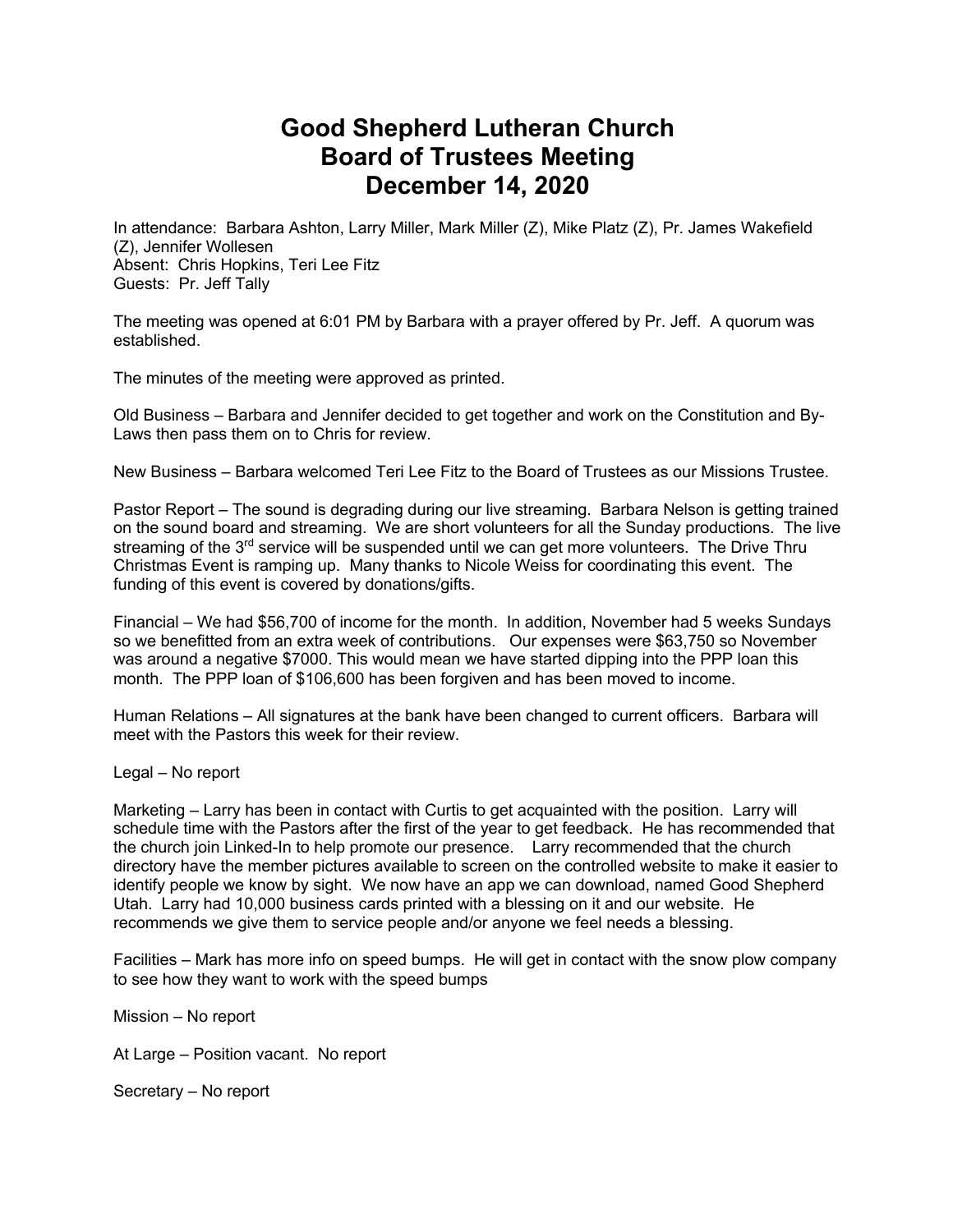# Good Shepherd Lutheran Church
# Board of Trustees Meeting
# December 14, 2020

In attendance: Barbara Ashton, Larry Miller, Mark Miller (Z), Mike Platz (Z), Pr. James Wakefield (Z), Jennifer Wollesen
Absent: Chris Hopkins, Teri Lee Fitz
Guests: Pr. Jeff Tally

The meeting was opened at 6:01 PM by Barbara with a prayer offered by Pr. Jeff. A quorum was established.

The minutes of the meeting were approved as printed.

Old Business – Barbara and Jennifer decided to get together and work on the Constitution and By-Laws then pass them on to Chris for review.

New Business – Barbara welcomed Teri Lee Fitz to the Board of Trustees as our Missions Trustee.

Pastor Report – The sound is degrading during our live streaming. Barbara Nelson is getting trained on the sound board and streaming. We are short volunteers for all the Sunday productions. The live streaming of the 3rd service will be suspended until we can get more volunteers. The Drive Thru Christmas Event is ramping up. Many thanks to Nicole Weiss for coordinating this event. The funding of this event is covered by donations/gifts.

Financial – We had $56,700 of income for the month. In addition, November had 5 weeks Sundays so we benefitted from an extra week of contributions. Our expenses were $63,750 so November was around a negative $7000. This would mean we have started dipping into the PPP loan this month. The PPP loan of $106,600 has been forgiven and has been moved to income.

Human Relations – All signatures at the bank have been changed to current officers. Barbara will meet with the Pastors this week for their review.

Legal – No report

Marketing – Larry has been in contact with Curtis to get acquainted with the position. Larry will schedule time with the Pastors after the first of the year to get feedback. He has recommended that the church join Linked-In to help promote our presence. Larry recommended that the church directory have the member pictures available to screen on the controlled website to make it easier to identify people we know by sight. We now have an app we can download, named Good Shepherd Utah. Larry had 10,000 business cards printed with a blessing on it and our website. He recommends we give them to service people and/or anyone we feel needs a blessing.

Facilities – Mark has more info on speed bumps. He will get in contact with the snow plow company to see how they want to work with the speed bumps

Mission – No report

At Large – Position vacant. No report

Secretary – No report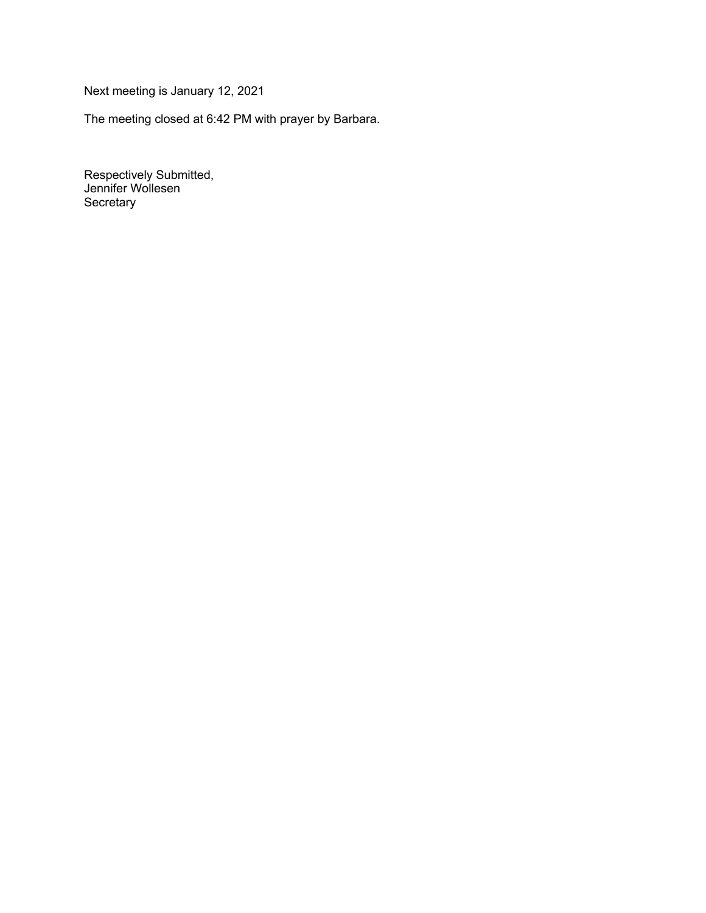Next meeting is January 12, 2021

The meeting closed at 6:42 PM with prayer by Barbara.

Respectively Submitted,
Jennifer Wollesen
Secretary